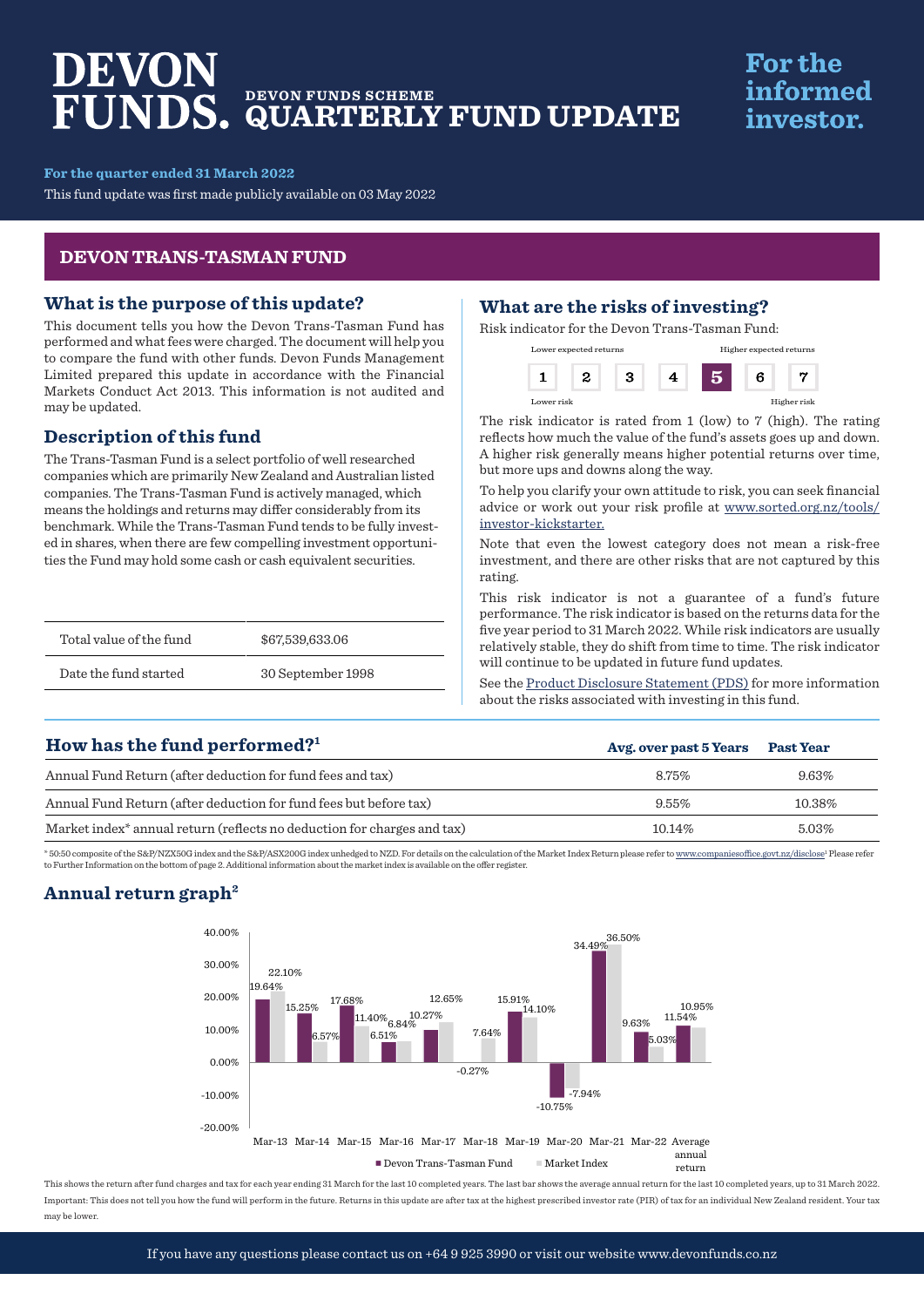# DEVON FUNDS.

## DEVON FUNDS SCHEME QUARTERLY FUND UPDATE

**For the informed investor.**

**For the quarter ended 31 March 2022**

This fund update was first made publicly available on 03 May 2022

## DEVON TRANS-TASMAN FUND

### What is the purpose of this update?

This document tells you how the Devon Trans-Tasman Fund has performed and what fees were charged. The document will help you to compare the fund with other funds. Devon Funds Management Limited prepared this update in accordance with the Financial Markets Conduct Act 2013. This information is not audited and may be updated.

### Description of this fund

The Trans-Tasman Fund is a select portfolio of well researched companies which are primarily New Zealand and Australian listed companies. The Trans-Tasman Fund is actively managed, which means the holdings and returns may differ considerably from its benchmark. While the Trans-Tasman Fund tends to be fully invested in shares, when there are few compelling investment opportunities the Fund may hold some cash or cash equivalent securities.

| | |
|---|---|
| Total value of the fund | $67,539,633.06 |
| Date the fund started | 30 September 1998 |

### What are the risks of investing?

Risk indicator for the Devon Trans-Tasman Fund:

| Lower expected returns | | | | | | Higher expected returns |
|---|---|---|---|---|---|---|
| 1 | 2 | 3 | 4 | **5** | 6 | 7 |
| Lower risk | | | | | | Higher risk |

The risk indicator is rated from 1 (low) to 7 (high). The rating reflects how much the value of the fund's assets goes up and down. A higher risk generally means higher potential returns over time, but more ups and downs along the way.

To help you clarify your own attitude to risk, you can seek financial advice or work out your risk profile at www.sorted.org.nz/tools/investor-kickstarter.

Note that even the lowest category does not mean a risk-free investment, and there are other risks that are not captured by this rating.

This risk indicator is not a guarantee of a fund's future performance. The risk indicator is based on the returns data for the five year period to 31 March 2022. While risk indicators are usually relatively stable, they do shift from time to time. The risk indicator will continue to be updated in future fund updates.

See the Product Disclosure Statement (PDS) for more information about the risks associated with investing in this fund.

### How has the fund performed?[1]

| | Avg. over past 5 Years | Past Year |
|---|---|---|
| Annual Fund Return (after deduction for fund fees and tax) | 8.75% | 9.63% |
| Annual Fund Return (after deduction for fund fees but before tax) | 9.55% | 10.38% |
| Market index* annual return (reflects no deduction for charges and tax) | 10.14% | 5.03% |

* 50:50 composite of the S&P/NZX50G index and the S&P/ASX200G index unhedged to NZD. For details on the calculation of the Market Index Return please refer to www.companiesoffice.govt.nz/disclose[1] Please refer to Further Information on the bottom of page 2. Additional information about the market index is available on the offer register.

### Annual return graph[2]

| | Devon Trans-Tasman Fund | Market Index |
|---|---|---|
| Mar-13 | 19.64% | 22.10% |
| Mar-14 | 15.25% | 6.57% |
| Mar-15 | 17.68% | 11.40% |
| Mar-16 | 6.51% | 6.84% |
| Mar-17 | 10.27% | 12.65% |
| Mar-18 | -0.27% | 7.64% |
| Mar-19 | 15.91% | 14.10% |
| Mar-20 | -10.75% | -7.94% |
| Mar-21 | 34.49% | 36.50% |
| Mar-22 | 9.63% | 5.03% |
| Average annual return | 11.54% | 10.95% |

This shows the return after fund charges and tax for each year ending 31 March for the last 10 completed years. The last bar shows the average annual return for the last 10 completed years, up to 31 March 2022.

Important: This does not tell you how the fund will perform in the future. Returns in this update are after tax at the highest prescribed investor rate (PIR) of tax for an individual New Zealand resident. Your tax may be lower.

If you have any questions please contact us on +64 9 925 3990 or visit our website www.devonfunds.co.nz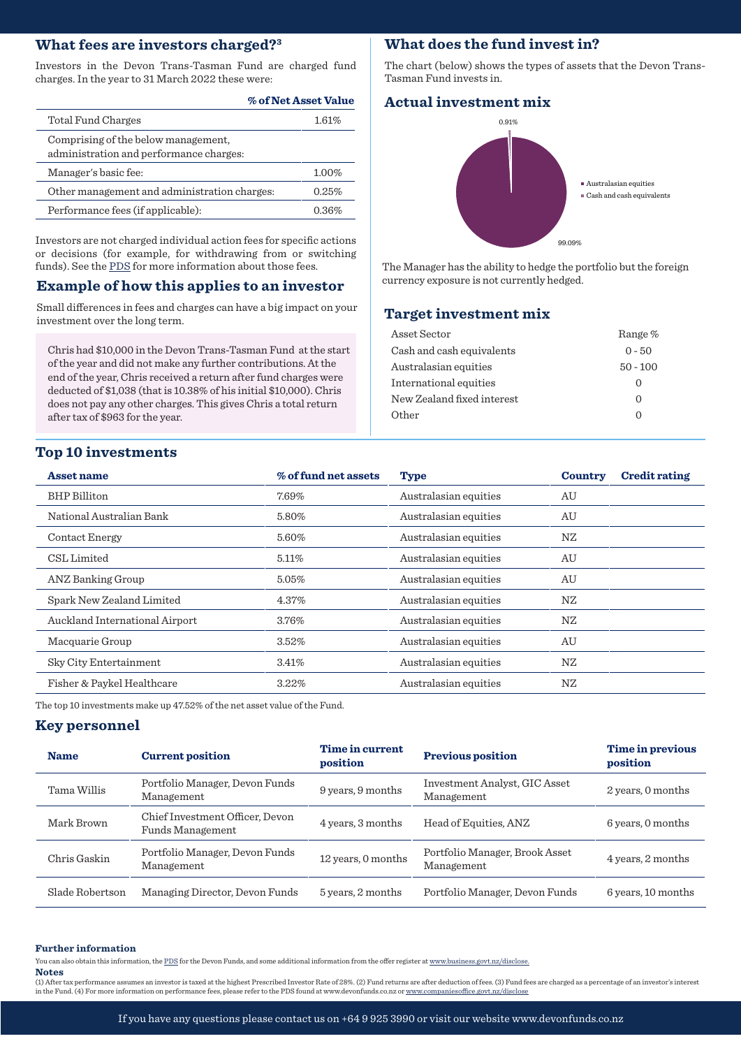## What fees are investors charged?[3]

Investors in the Devon Trans-Tasman Fund are charged fund charges. In the year to 31 March 2022 these were:

| | % of Net Asset Value |
|---|---|
| Total Fund Charges | 1.61% |
| Comprising of the below management, administration and performance charges: | |
| Manager's basic fee: | 1.00% |
| Other management and administration charges: | 0.25% |
| Performance fees (if applicable): | 0.36% |

Investors are not charged individual action fees for specific actions or decisions (for example, for withdrawing from or switching funds). See the PDS for more information about those fees.

## Example of how this applies to an investor

Small differences in fees and charges can have a big impact on your investment over the long term.

Chris had $10,000 in the Devon Trans-Tasman Fund at the start of the year and did not make any further contributions. At the end of the year, Chris received a return after fund charges were deducted of $1,038 (that is 10.38% of his initial $10,000). Chris does not pay any other charges. This gives Chris a total return after tax of $963 for the year.

## What does the fund invest in?

The chart (below) shows the types of assets that the Devon Trans-Tasman Fund invests in.

### Actual investment mix

0.91%

99.09%

Australasian equities

Cash and cash equivalents

The Manager has the ability to hedge the portfolio but the foreign currency exposure is not currently hedged.

### Target investment mix

| Asset Sector | Range % |
|---|---|
| Cash and cash equivalents | 0 - 50 |
| Australasian equities | 50 - 100 |
| International equities | 0 |
| New Zealand fixed interest | 0 |
| Other | 0 |

## Top 10 investments

| Asset name | % of fund net assets | Type | Country | Credit rating |
|---|---|---|---|---|
| BHP Billiton | 7.69% | Australasian equities | AU | |
| National Australian Bank | 5.80% | Australasian equities | AU | |
| Contact Energy | 5.60% | Australasian equities | NZ | |
| CSL Limited | 5.11% | Australasian equities | AU | |
| ANZ Banking Group | 5.05% | Australasian equities | AU | |
| Spark New Zealand Limited | 4.37% | Australasian equities | NZ | |
| Auckland International Airport | 3.76% | Australasian equities | NZ | |
| Macquarie Group | 3.52% | Australasian equities | AU | |
| Sky City Entertainment | 3.41% | Australasian equities | NZ | |
| Fisher & Paykel Healthcare | 3.22% | Australasian equities | NZ | |

The top 10 investments make up 47.52% of the net asset value of the Fund.

## Key personnel

| Name | Current position | Time in current position | Previous position | Time in previous position |
|---|---|---|---|---|
| Tama Willis | Portfolio Manager, Devon Funds Management | 9 years, 9 months | Investment Analyst, GIC Asset Management | 2 years, 0 months |
| Mark Brown | Chief Investment Officer, Devon Funds Management | 4 years, 3 months | Head of Equities, ANZ | 6 years, 0 months |
| Chris Gaskin | Portfolio Manager, Devon Funds Management | 12 years, 0 months | Portfolio Manager, Brook Asset Management | 4 years, 2 months |
| Slade Robertson | Managing Director, Devon Funds | 5 years, 2 months | Portfolio Manager, Devon Funds | 6 years, 10 months |

**Further information**

You can also obtain this information, the PDS for the Devon Funds, and some additional information from the offer register at www.business.govt.nz/disclose.

**Notes**

(1) After tax performance assumes an investor is taxed at the highest Prescribed Investor Rate of 28%. (2) Fund returns are after deduction of fees. (3) Fund fees are charged as a percentage of an investor's interest in the Fund. (4) For more information on performance fees, please refer to the PDS found at www.devonfunds.co.nz or www.companiesoffice.govt.nz/disclose

If you have any questions please contact us on +64 9 925 3990 or visit our website www.devonfunds.co.nz